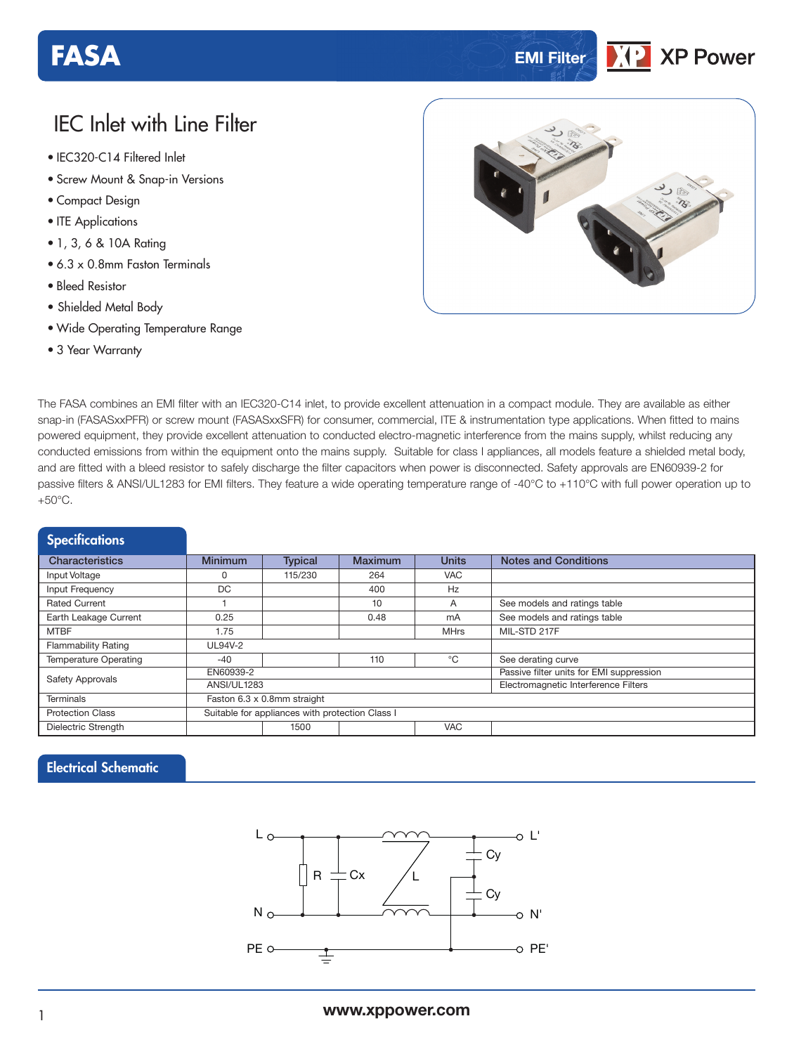# FASA

EMI Filter

XP Power

## IEC Inlet with Line Filter

- IEC320-C14 Filtered Inlet
- Screw Mount & Snap-in Versions
- Compact Design
- ITE Applications
- 1, 3, 6 & 10A Rating
- 6.3 x 0.8mm Faston Terminals
- Bleed Resistor
- Shielded Metal Body
- Wide Operating Temperature Range
- 3 Year Warranty

The FASA combines an EMI filter with an IEC320-C14 inlet, to provide excellent attenuation in a compact module. They are available as either snap-in (FASASxxPFR) or screw mount (FASASxxSFR) for consumer, commercial, ITE & instrumentation type applications. When fitted to mains powered equipment, they provide excellent attenuation to conducted electro-magnetic interference from the mains supply, whilst reducing any conducted emissions from within the equipment onto the mains supply. Suitable for class I appliances, all models feature a shielded metal body, and are fitted with a bleed resistor to safely discharge the filter capacitors when power is disconnected. Safety approvals are EN60939-2 for passive filters & ANSI/UL1283 for EMI filters. They feature a wide operating temperature range of -40°C to +110°C with full power operation up to +50°C.

## Specifications

| Characteristics | Minimum | Typical | Maximum | Units | Notes and Conditions |
|---|---|---|---|---|---|
| Input Voltage | 0 | 115/230 | 264 | VAC | |
| Input Frequency | DC | | 400 | Hz | |
| Rated Current | 1 | | 10 | A | See models and ratings table |
| Earth Leakage Current | 0.25 | | 0.48 | mA | See models and ratings table |
| MTBF | 1.75 | | | MHrs | MIL-STD 217F |
| Flammability Rating | UL94V-2 | | | | |
| Temperature Operating | -40 | | 110 | °C | See derating curve |
| Safety Approvals | EN60939-2 | | | | Passive filter units for EMI suppression |
| | ANSI/UL1283 | | | | Electromagnetic Interference Filters |
| Terminals | Faston 6.3 x 0.8mm straight | | | | |
| Protection Class | Suitable for appliances with protection Class I | | | | |
| Dielectric Strength | | 1500 | | VAC | |

## Electrical Schematic

L, N, PE, R, Cx, L, Cy, Cy, L', N', PE'

www.xppower.com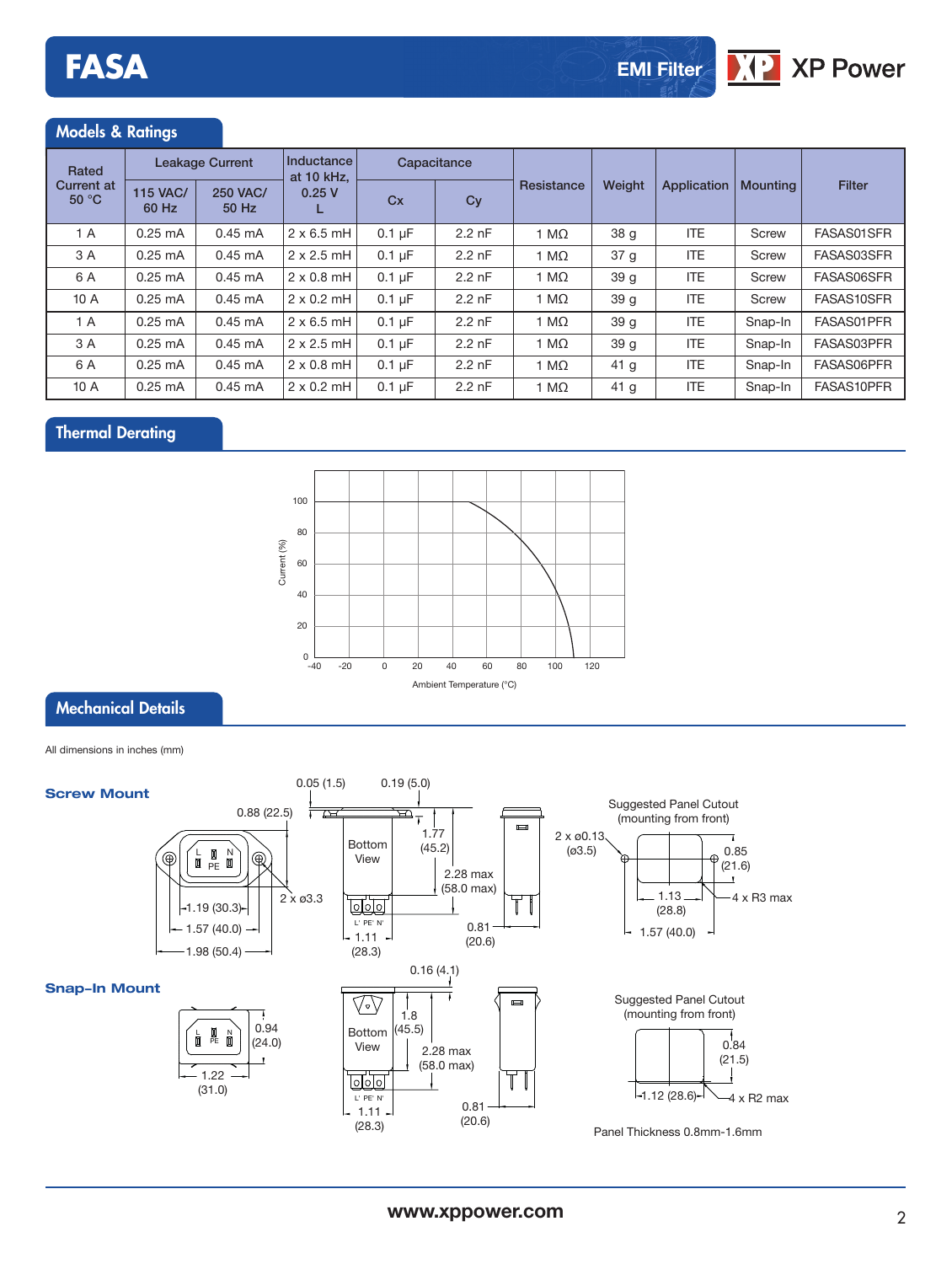## Models & Ratings

| Rated Current at 50 °C | Leakage Current | | Inductance at 10 kHz, 0.25 V L | Capacitance | | Resistance | Weight | Application | Mounting | Filter |
|---|---|---|---|---|---|---|---|---|---|---|
| | 115 VAC/ 60 Hz | 250 VAC/ 50 Hz | | Cx | Cy | | | | | |
| 1 A | 0.25 mA | 0.45 mA | 2 x 6.5 mH | 0.1 µF | 2.2 nF | 1 MΩ | 38 g | ITE | Screw | FASAS01SFR |
| 3 A | 0.25 mA | 0.45 mA | 2 x 2.5 mH | 0.1 µF | 2.2 nF | 1 MΩ | 37 g | ITE | Screw | FASAS03SFR |
| 6 A | 0.25 mA | 0.45 mA | 2 x 0.8 mH | 0.1 µF | 2.2 nF | 1 MΩ | 39 g | ITE | Screw | FASAS06SFR |
| 10 A | 0.25 mA | 0.45 mA | 2 x 0.2 mH | 0.1 µF | 2.2 nF | 1 MΩ | 39 g | ITE | Screw | FASAS10SFR |
| 1 A | 0.25 mA | 0.45 mA | 2 x 6.5 mH | 0.1 µF | 2.2 nF | 1 MΩ | 39 g | ITE | Snap-In | FASAS01PFR |
| 3 A | 0.25 mA | 0.45 mA | 2 x 2.5 mH | 0.1 µF | 2.2 nF | 1 MΩ | 39 g | ITE | Snap-In | FASAS03PFR |
| 6 A | 0.25 mA | 0.45 mA | 2 x 0.8 mH | 0.1 µF | 2.2 nF | 1 MΩ | 41 g | ITE | Snap-In | FASAS06PFR |
| 10 A | 0.25 mA | 0.45 mA | 2 x 0.2 mH | 0.1 µF | 2.2 nF | 1 MΩ | 41 g | ITE | Snap-In | FASAS10PFR |

## Thermal Derating

Current (%) vs. Ambient Temperature (°C)

## Mechanical Details

All dimensions in inches (mm)

### Screw Mount

0.05 (1.5), 0.19 (5.0), 0.88 (22.5), 1.77 (45.2), 2.28 max (58.0 max), 2 x ø3.3, 1.19 (30.3), 1.57 (40.0), 1.98 (50.4), 1.11 (28.3), 0.81 (20.6)

Bottom View

Suggested Panel Cutout (mounting from front)

2 x ø0.13 (ø3.5), 0.85 (21.6), 1.13 (28.8), 4 x R3 max, 1.57 (40.0)

### Snap-In Mount

0.16 (4.1), 0.94 (24.0), 1.22 (31.0), 1.8 (45.5), 2.28 max (58.0 max), 1.11 (28.3), 0.81 (20.6)

Bottom View

Suggested Panel Cutout (mounting from front)

0.84 (21.5), 1.12 (28.6), 4 x R2 max

Panel Thickness 0.8mm-1.6mm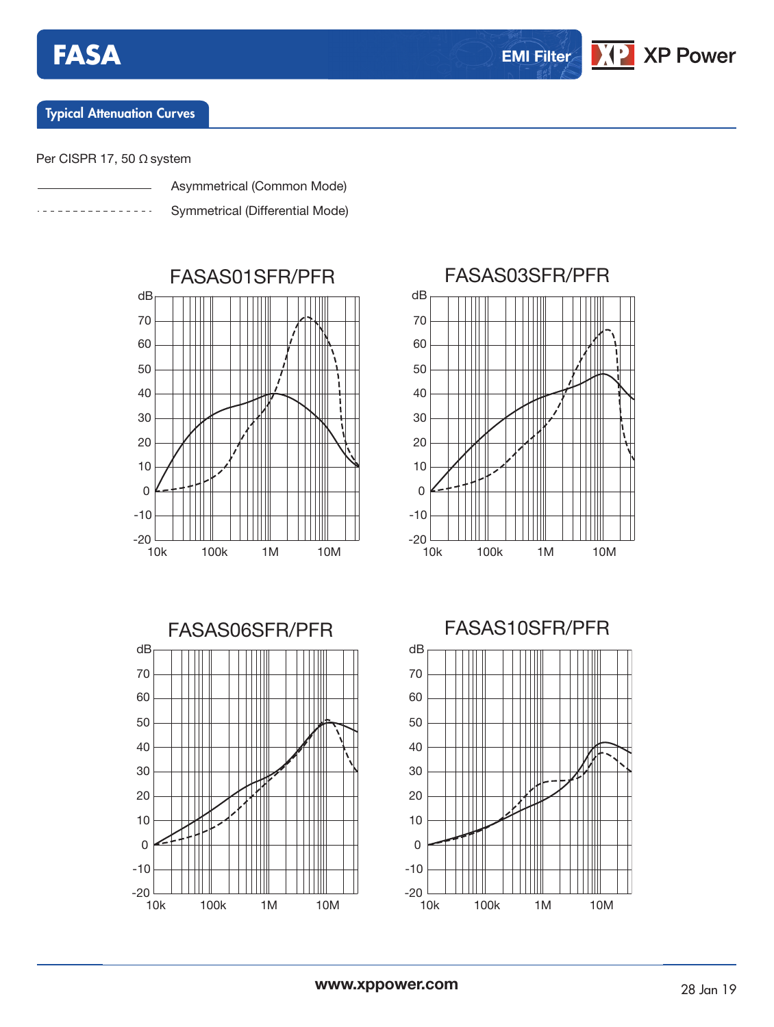## Typical Attenuation Curves

Per CISPR 17, 50 Ω system

Asymmetrical (Common Mode) — solid line

Symmetrical (Differential Mode) — dashed line

FASAS01SFR/PFR

dB
70
60
50
40
30
20
10
0
-10
-20
10k
100k
1M
10M

FASAS03SFR/PFR

dB
70
60
50
40
30
20
10
0
-10
-20
10k
100k
1M
10M

FASAS06SFR/PFR

dB
70
60
50
40
30
20
10
0
-10
-20
10k
100k
1M
10M

FASAS10SFR/PFR

dB
70
60
50
40
30
20
10
0
-10
-20
10k
100k
1M
10M